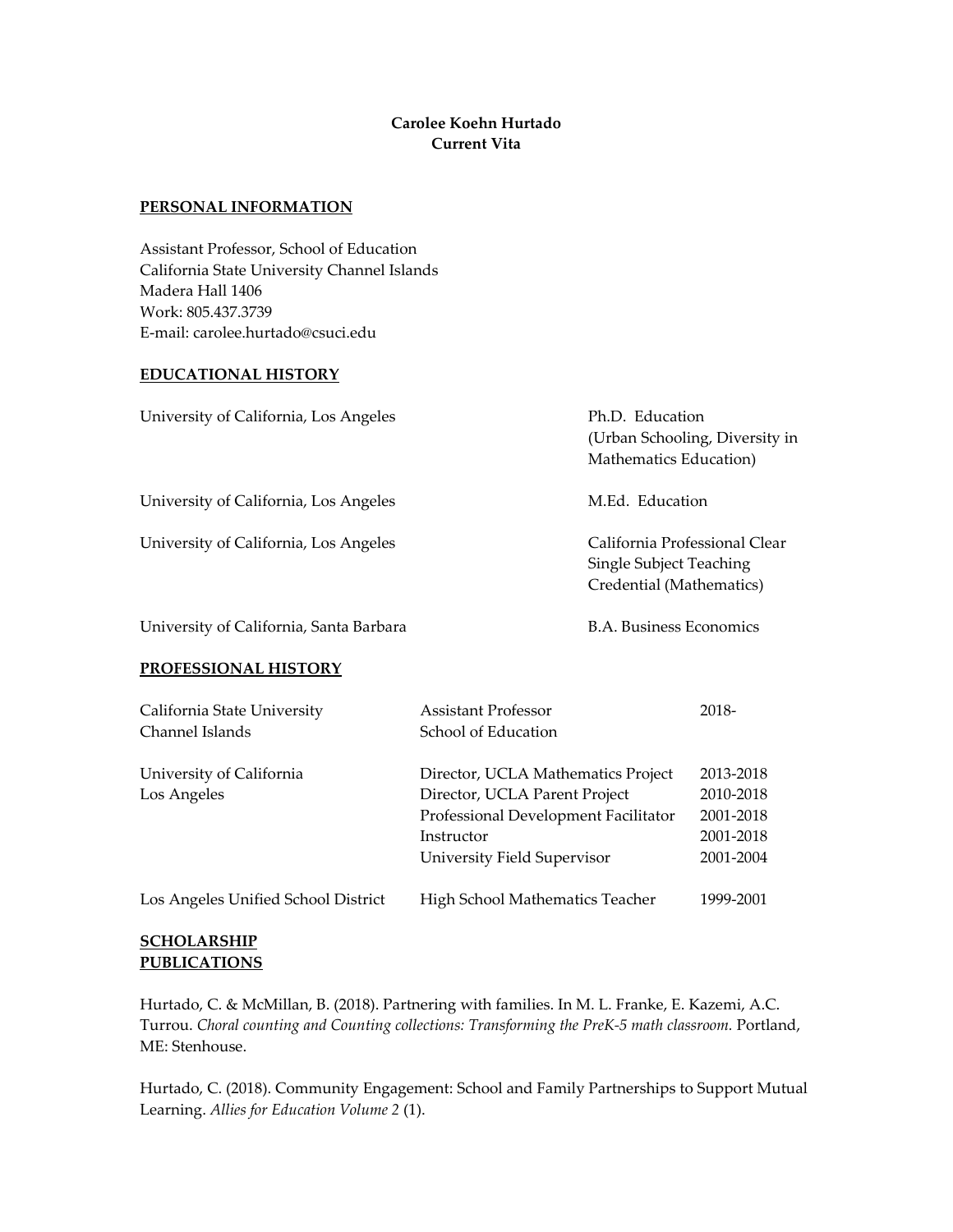**Carolee Koehn Hurtado**
**Current Vita**

## PERSONAL INFORMATION

Assistant Professor, School of Education
California State University Channel Islands
Madera Hall 1406
Work: 805.437.3739
E-mail: carolee.hurtado@csuci.edu

## EDUCATIONAL HISTORY

| | |
|---|---|
| University of California, Los Angeles | Ph.D. Education (Urban Schooling, Diversity in Mathematics Education) |
| University of California, Los Angeles | M.Ed. Education |
| University of California, Los Angeles | California Professional Clear Single Subject Teaching Credential (Mathematics) |
| University of California, Santa Barbara | B.A. Business Economics |

## PROFESSIONAL HISTORY

| | | |
|---|---|---|
| California State University Channel Islands | Assistant Professor School of Education | 2018- |
| University of California Los Angeles | Director, UCLA Mathematics Project | 2013-2018 |
| | Director, UCLA Parent Project | 2010-2018 |
| | Professional Development Facilitator | 2001-2018 |
| | Instructor | 2001-2018 |
| | University Field Supervisor | 2001-2004 |
| Los Angeles Unified School District | High School Mathematics Teacher | 1999-2001 |

## SCHOLARSHIP

### PUBLICATIONS

Hurtado, C. & McMillan, B. (2018). Partnering with families. In M. L. Franke, E. Kazemi, A.C. Turrou. *Choral counting and Counting collections: Transforming the PreK-5 math classroom.* Portland, ME: Stenhouse.

Hurtado, C. (2018). Community Engagement: School and Family Partnerships to Support Mutual Learning. *Allies for Education Volume 2* (1).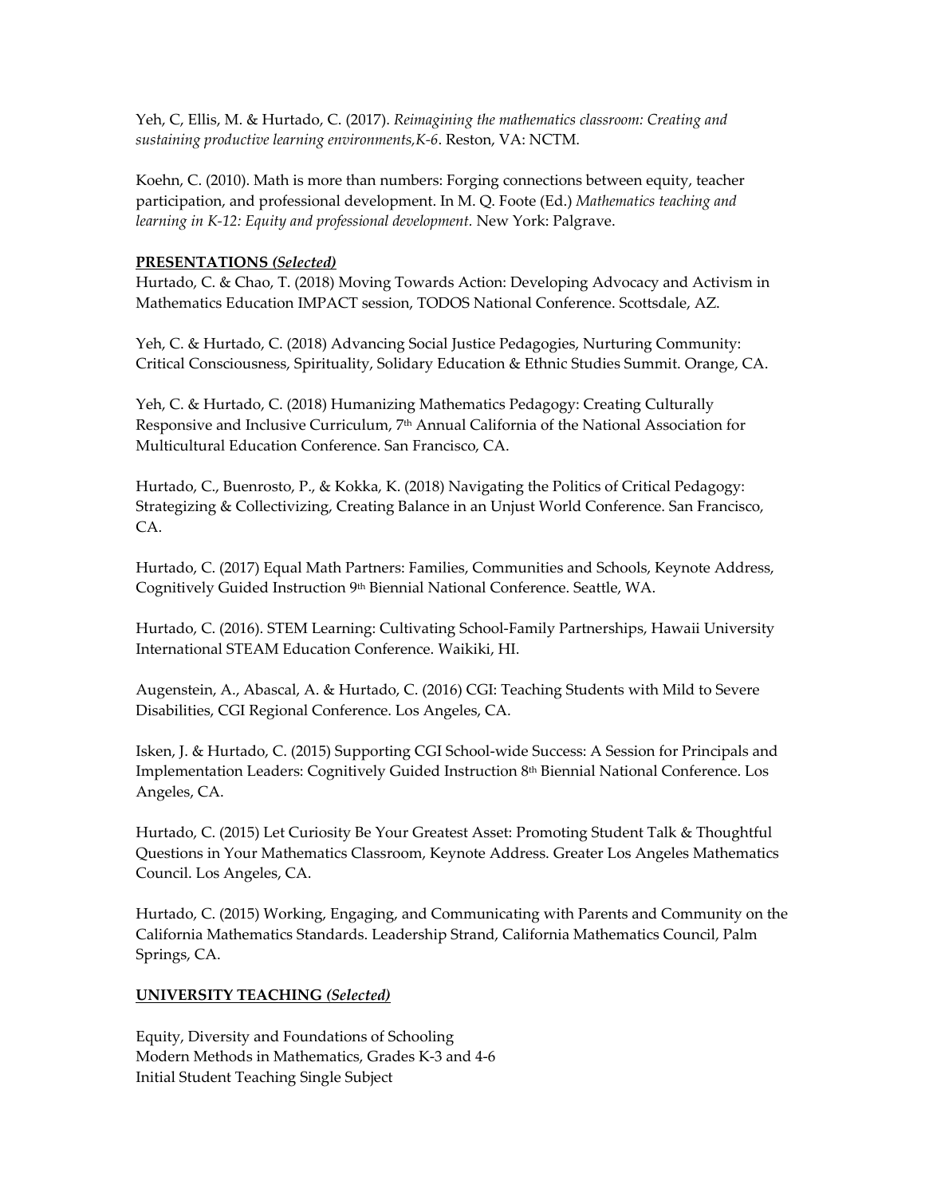Yeh, C, Ellis, M. & Hurtado, C. (2017). *Reimagining the mathematics classroom: Creating and sustaining productive learning environments,K-6*. Reston, VA: NCTM.

Koehn, C. (2010). Math is more than numbers: Forging connections between equity, teacher participation, and professional development. In M. Q. Foote (Ed.) *Mathematics teaching and learning in K-12: Equity and professional development.* New York: Palgrave.

**PRESENTATIONS *(Selected)***

Hurtado, C. & Chao, T. (2018) Moving Towards Action: Developing Advocacy and Activism in Mathematics Education IMPACT session, TODOS National Conference. Scottsdale, AZ.

Yeh, C. & Hurtado, C. (2018) Advancing Social Justice Pedagogies, Nurturing Community: Critical Consciousness, Spirituality, Solidary Education & Ethnic Studies Summit. Orange, CA.

Yeh, C. & Hurtado, C. (2018) Humanizing Mathematics Pedagogy: Creating Culturally Responsive and Inclusive Curriculum, 7th Annual California of the National Association for Multicultural Education Conference. San Francisco, CA.

Hurtado, C., Buenrosto, P., & Kokka, K. (2018) Navigating the Politics of Critical Pedagogy: Strategizing & Collectivizing, Creating Balance in an Unjust World Conference. San Francisco, CA.

Hurtado, C. (2017) Equal Math Partners: Families, Communities and Schools, Keynote Address, Cognitively Guided Instruction 9th Biennial National Conference. Seattle, WA.

Hurtado, C. (2016). STEM Learning: Cultivating School-Family Partnerships, Hawaii University International STEAM Education Conference. Waikiki, HI.

Augenstein, A., Abascal, A. & Hurtado, C. (2016) CGI: Teaching Students with Mild to Severe Disabilities, CGI Regional Conference. Los Angeles, CA.

Isken, J. & Hurtado, C. (2015) Supporting CGI School-wide Success: A Session for Principals and Implementation Leaders: Cognitively Guided Instruction 8th Biennial National Conference. Los Angeles, CA.

Hurtado, C. (2015) Let Curiosity Be Your Greatest Asset: Promoting Student Talk & Thoughtful Questions in Your Mathematics Classroom, Keynote Address. Greater Los Angeles Mathematics Council. Los Angeles, CA.

Hurtado, C. (2015) Working, Engaging, and Communicating with Parents and Community on the California Mathematics Standards. Leadership Strand, California Mathematics Council, Palm Springs, CA.

**UNIVERSITY TEACHING *(Selected)***

Equity, Diversity and Foundations of Schooling
Modern Methods in Mathematics, Grades K-3 and 4-6
Initial Student Teaching Single Subject